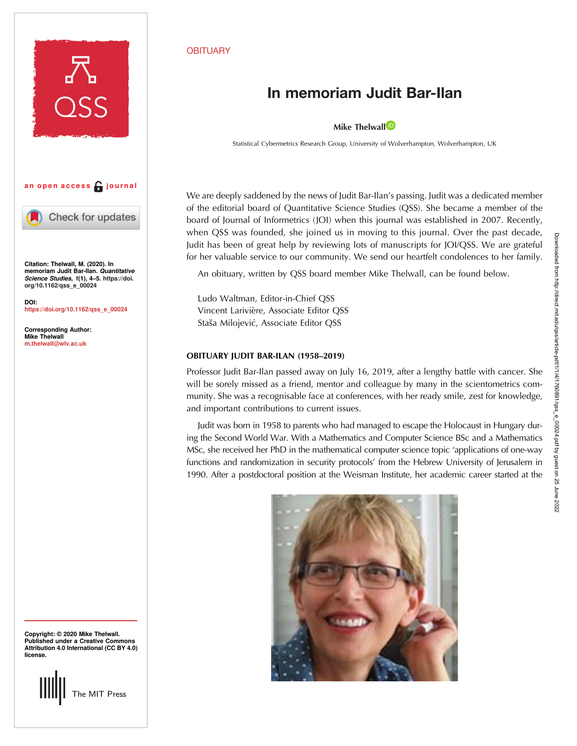OBITUARY

# In memoriam Judit Bar-Ilan

**Mike Thelwall**

Statistical Cybermetrics Research Group, University of Wolverhampton, Wolverhampton, UK

an open access journal

**Citation:** Thelwall, M. (2020). In memoriam Judit Bar-Ilan. *Quantitative Science Studies*, *1*(1), 4–5. https://doi.org/10.1162/qss_e_00024

**DOI:** https://doi.org/10.1162/qss_e_00024

**Corresponding Author:** Mike Thelwall m.thelwall@wlv.ac.uk

**Copyright:** © 2020 Mike Thelwall. Published under a Creative Commons Attribution 4.0 International (CC BY 4.0) license.

We are deeply saddened by the news of Judit Bar-Ilan's passing. Judit was a dedicated member of the editorial board of Quantitative Science Studies (QSS). She became a member of the board of Journal of Informetrics (JOI) when this journal was established in 2007. Recently, when QSS was founded, she joined us in moving to this journal. Over the past decade, Judit has been of great help by reviewing lots of manuscripts for JOI/QSS. We are grateful for her valuable service to our community. We send our heartfelt condolences to her family.

An obituary, written by QSS board member Mike Thelwall, can be found below.

Ludo Waltman, Editor-in-Chief QSS
Vincent Larivière, Associate Editor QSS
Staša Milojević, Associate Editor QSS

## OBITUARY JUDIT BAR-ILAN (1958–2019)

Professor Judit Bar-Ilan passed away on July 16, 2019, after a lengthy battle with cancer. She will be sorely missed as a friend, mentor and colleague by many in the scientometrics community. She was a recognisable face at conferences, with her ready smile, zest for knowledge, and important contributions to current issues.

Judit was born in 1958 to parents who had managed to escape the Holocaust in Hungary during the Second World War. With a Mathematics and Computer Science BSc and a Mathematics MSc, she received her PhD in the mathematical computer science topic 'applications of one-way functions and randomization in security protocols' from the Hebrew University of Jerusalem in 1990. After a postdoctoral position at the Weisman Institute, her academic career started at the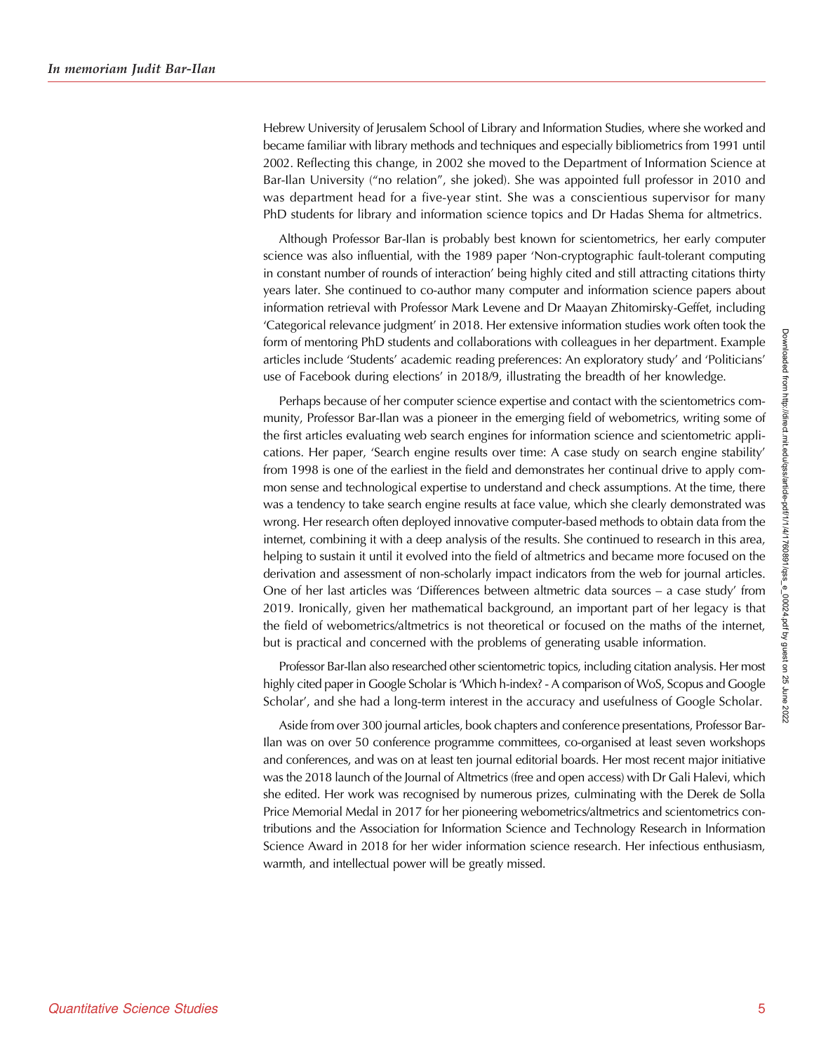Hebrew University of Jerusalem School of Library and Information Studies, where she worked and became familiar with library methods and techniques and especially bibliometrics from 1991 until 2002. Reflecting this change, in 2002 she moved to the Department of Information Science at Bar-Ilan University ("no relation", she joked). She was appointed full professor in 2010 and was department head for a five-year stint. She was a conscientious supervisor for many PhD students for library and information science topics and Dr Hadas Shema for altmetrics.

Although Professor Bar-Ilan is probably best known for scientometrics, her early computer science was also influential, with the 1989 paper 'Non-cryptographic fault-tolerant computing in constant number of rounds of interaction' being highly cited and still attracting citations thirty years later. She continued to co-author many computer and information science papers about information retrieval with Professor Mark Levene and Dr Maayan Zhitomirsky-Geffet, including 'Categorical relevance judgment' in 2018. Her extensive information studies work often took the form of mentoring PhD students and collaborations with colleagues in her department. Example articles include 'Students' academic reading preferences: An exploratory study' and 'Politicians' use of Facebook during elections' in 2018/9, illustrating the breadth of her knowledge.

Perhaps because of her computer science expertise and contact with the scientometrics community, Professor Bar-Ilan was a pioneer in the emerging field of webometrics, writing some of the first articles evaluating web search engines for information science and scientometric applications. Her paper, 'Search engine results over time: A case study on search engine stability' from 1998 is one of the earliest in the field and demonstrates her continual drive to apply common sense and technological expertise to understand and check assumptions. At the time, there was a tendency to take search engine results at face value, which she clearly demonstrated was wrong. Her research often deployed innovative computer-based methods to obtain data from the internet, combining it with a deep analysis of the results. She continued to research in this area, helping to sustain it until it evolved into the field of altmetrics and became more focused on the derivation and assessment of non-scholarly impact indicators from the web for journal articles. One of her last articles was 'Differences between altmetric data sources – a case study' from 2019. Ironically, given her mathematical background, an important part of her legacy is that the field of webometrics/altmetrics is not theoretical or focused on the maths of the internet, but is practical and concerned with the problems of generating usable information.

Professor Bar-Ilan also researched other scientometric topics, including citation analysis. Her most highly cited paper in Google Scholar is 'Which h-index? - A comparison of WoS, Scopus and Google Scholar', and she had a long-term interest in the accuracy and usefulness of Google Scholar.

Aside from over 300 journal articles, book chapters and conference presentations, Professor Bar-Ilan was on over 50 conference programme committees, co-organised at least seven workshops and conferences, and was on at least ten journal editorial boards. Her most recent major initiative was the 2018 launch of the Journal of Altmetrics (free and open access) with Dr Gali Halevi, which she edited. Her work was recognised by numerous prizes, culminating with the Derek de Solla Price Memorial Medal in 2017 for her pioneering webometrics/altmetrics and scientometrics contributions and the Association for Information Science and Technology Research in Information Science Award in 2018 for her wider information science research. Her infectious enthusiasm, warmth, and intellectual power will be greatly missed.